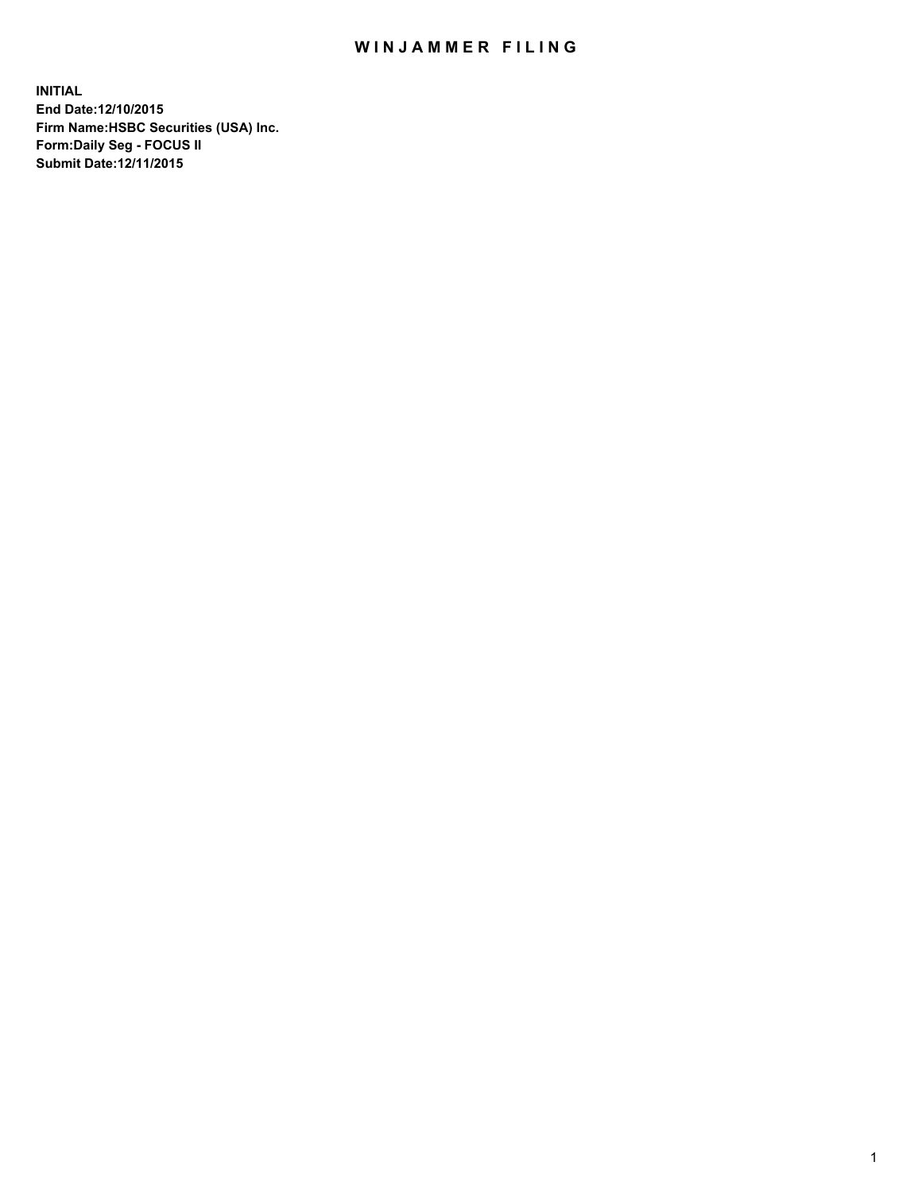# WINJAMMER FILING

**INITIAL**
**End Date:12/10/2015**
**Firm Name:HSBC Securities (USA) Inc.**
**Form:Daily Seg - FOCUS II**
**Submit Date:12/11/2015**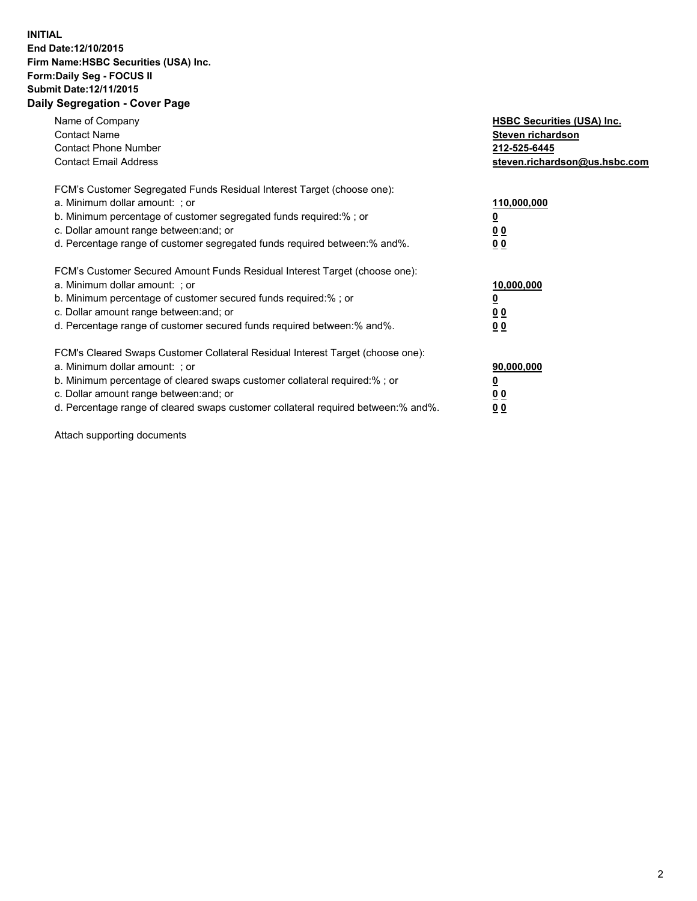**INITIAL**
**End Date:12/10/2015**
**Firm Name:HSBC Securities (USA) Inc.**
**Form:Daily Seg - FOCUS II**
**Submit Date:12/11/2015**

## Daily Segregation - Cover Page

| | |
|---|---|
| Name of Company | **HSBC Securities (USA) Inc.** |
| Contact Name | **Steven richardson** |
| Contact Phone Number | **212-525-6445** |
| Contact Email Address | **steven.richardson@us.hsbc.com** |

FCM's Customer Segregated Funds Residual Interest Target (choose one):

| | |
|---|---|
| a. Minimum dollar amount: ; or | **110,000,000** |
| b. Minimum percentage of customer segregated funds required:% ; or | **0** |
| c. Dollar amount range between:and; or | **0 0** |
| d. Percentage range of customer segregated funds required between:% and%. | **0 0** |

FCM's Customer Secured Amount Funds Residual Interest Target (choose one):

| | |
|---|---|
| a. Minimum dollar amount: ; or | **10,000,000** |
| b. Minimum percentage of customer secured funds required:% ; or | **0** |
| c. Dollar amount range between:and; or | **0 0** |
| d. Percentage range of customer secured funds required between:% and%. | **0 0** |

FCM's Cleared Swaps Customer Collateral Residual Interest Target (choose one):

| | |
|---|---|
| a. Minimum dollar amount: ; or | **90,000,000** |
| b. Minimum percentage of cleared swaps customer collateral required:% ; or | **0** |
| c. Dollar amount range between:and; or | **0 0** |
| d. Percentage range of cleared swaps customer collateral required between:% and%. | **0 0** |

Attach supporting documents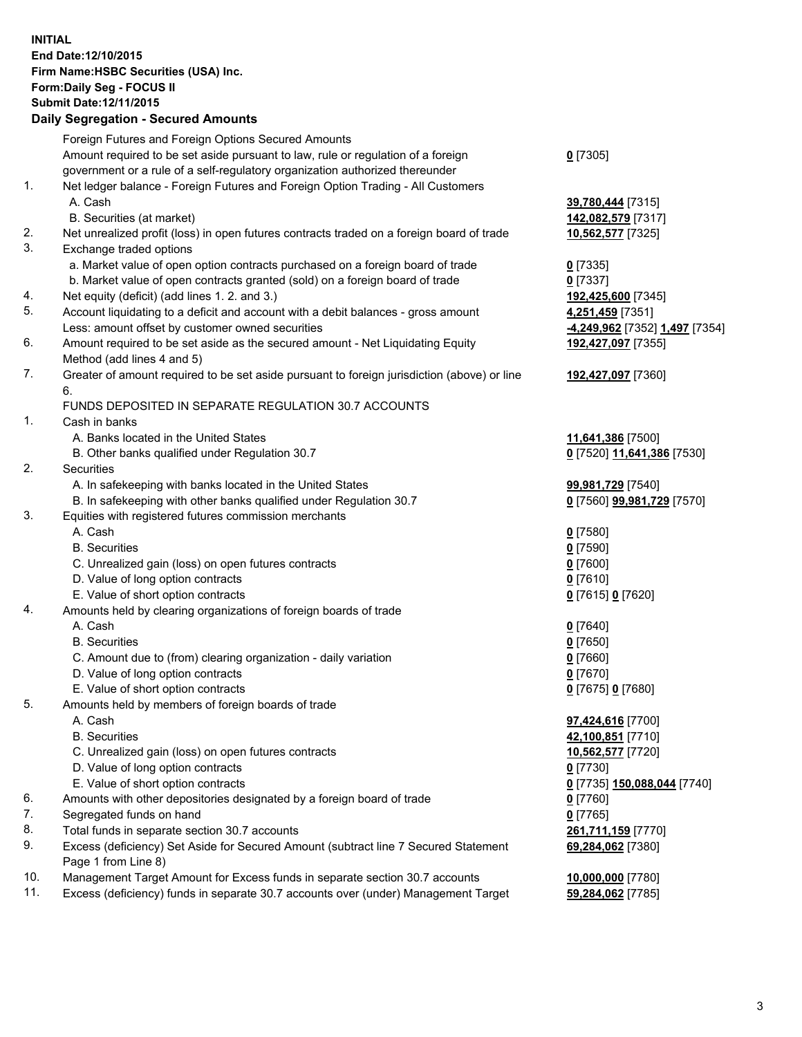**INITIAL**
**End Date:12/10/2015**
**Firm Name:HSBC Securities (USA) Inc.**
**Form:Daily Seg - FOCUS II**
**Submit Date:12/11/2015**

**Daily Segregation - Secured Amounts**

| | | |
|---|---|---|
| | Foreign Futures and Foreign Options Secured Amounts | |
| | Amount required to be set aside pursuant to law, rule or regulation of a foreign government or a rule of a self-regulatory organization authorized thereunder | **0** [7305] |
| 1. | Net ledger balance - Foreign Futures and Foreign Option Trading - All Customers | |
| | A. Cash | **39,780,444** [7315] |
| | B. Securities (at market) | **142,082,579** [7317] |
| 2. | Net unrealized profit (loss) in open futures contracts traded on a foreign board of trade | **10,562,577** [7325] |
| 3. | Exchange traded options | |
| | a. Market value of open option contracts purchased on a foreign board of trade | **0** [7335] |
| | b. Market value of open contracts granted (sold) on a foreign board of trade | **0** [7337] |
| 4. | Net equity (deficit) (add lines 1. 2. and 3.) | **192,425,600** [7345] |
| 5. | Account liquidating to a deficit and account with a debit balances - gross amount | **4,251,459** [7351] |
| | Less: amount offset by customer owned securities | **-4,249,962** [7352] **1,497** [7354] |
| 6. | Amount required to be set aside as the secured amount - Net Liquidating Equity Method (add lines 4 and 5) | **192,427,097** [7355] |
| 7. | Greater of amount required to be set aside pursuant to foreign jurisdiction (above) or line 6. | **192,427,097** [7360] |
| | FUNDS DEPOSITED IN SEPARATE REGULATION 30.7 ACCOUNTS | |
| 1. | Cash in banks | |
| | A. Banks located in the United States | **11,641,386** [7500] |
| | B. Other banks qualified under Regulation 30.7 | **0** [7520] **11,641,386** [7530] |
| 2. | Securities | |
| | A. In safekeeping with banks located in the United States | **99,981,729** [7540] |
| | B. In safekeeping with other banks qualified under Regulation 30.7 | **0** [7560] **99,981,729** [7570] |
| 3. | Equities with registered futures commission merchants | |
| | A. Cash | **0** [7580] |
| | B. Securities | **0** [7590] |
| | C. Unrealized gain (loss) on open futures contracts | **0** [7600] |
| | D. Value of long option contracts | **0** [7610] |
| | E. Value of short option contracts | **0** [7615] **0** [7620] |
| 4. | Amounts held by clearing organizations of foreign boards of trade | |
| | A. Cash | **0** [7640] |
| | B. Securities | **0** [7650] |
| | C. Amount due to (from) clearing organization - daily variation | **0** [7660] |
| | D. Value of long option contracts | **0** [7670] |
| | E. Value of short option contracts | **0** [7675] **0** [7680] |
| 5. | Amounts held by members of foreign boards of trade | |
| | A. Cash | **97,424,616** [7700] |
| | B. Securities | **42,100,851** [7710] |
| | C. Unrealized gain (loss) on open futures contracts | **10,562,577** [7720] |
| | D. Value of long option contracts | **0** [7730] |
| | E. Value of short option contracts | **0** [7735] **150,088,044** [7740] |
| 6. | Amounts with other depositories designated by a foreign board of trade | **0** [7760] |
| 7. | Segregated funds on hand | **0** [7765] |
| 8. | Total funds in separate section 30.7 accounts | **261,711,159** [7770] |
| 9. | Excess (deficiency) Set Aside for Secured Amount (subtract line 7 Secured Statement Page 1 from Line 8) | **69,284,062** [7380] |
| 10. | Management Target Amount for Excess funds in separate section 30.7 accounts | **10,000,000** [7780] |
| 11. | Excess (deficiency) funds in separate 30.7 accounts over (under) Management Target | **59,284,062** [7785] |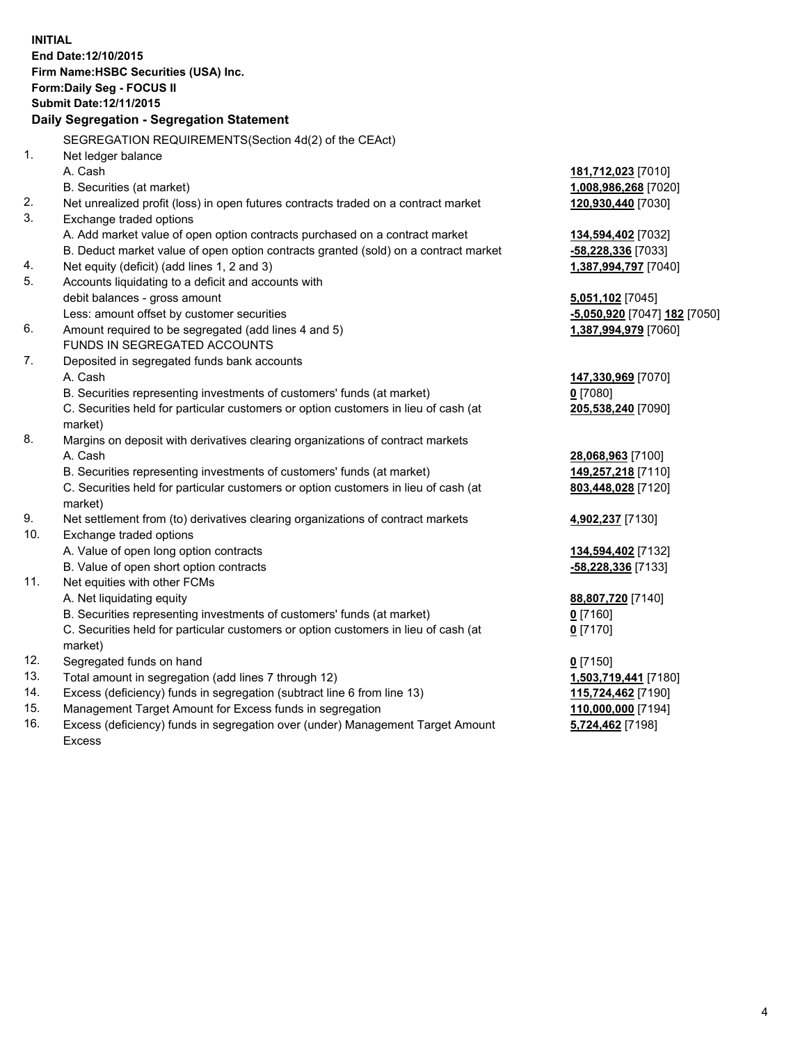**INITIAL**
**End Date:12/10/2015**
**Firm Name:HSBC Securities (USA) Inc.**
**Form:Daily Seg - FOCUS II**
**Submit Date:12/11/2015**

## Daily Segregation - Segregation Statement

SEGREGATION REQUIREMENTS(Section 4d(2) of the CEAct)

| | | |
|---|---|---|
| 1. | Net ledger balance | |
| | A. Cash | **181,712,023** [7010] |
| | B. Securities (at market) | **1,008,986,268** [7020] |
| 2. | Net unrealized profit (loss) in open futures contracts traded on a contract market | **120,930,440** [7030] |
| 3. | Exchange traded options | |
| | A. Add market value of open option contracts purchased on a contract market | **134,594,402** [7032] |
| | B. Deduct market value of open option contracts granted (sold) on a contract market | **-58,228,336** [7033] |
| 4. | Net equity (deficit) (add lines 1, 2 and 3) | **1,387,994,797** [7040] |
| 5. | Accounts liquidating to a deficit and accounts with debit balances - gross amount | **5,051,102** [7045] |
| | Less: amount offset by customer securities | **-5,050,920** [7047] **182** [7050] |
| 6. | Amount required to be segregated (add lines 4 and 5) | **1,387,994,979** [7060] |
| | FUNDS IN SEGREGATED ACCOUNTS | |
| 7. | Deposited in segregated funds bank accounts | |
| | A. Cash | **147,330,969** [7070] |
| | B. Securities representing investments of customers' funds (at market) | **0** [7080] |
| | C. Securities held for particular customers or option customers in lieu of cash (at market) | **205,538,240** [7090] |
| 8. | Margins on deposit with derivatives clearing organizations of contract markets | |
| | A. Cash | **28,068,963** [7100] |
| | B. Securities representing investments of customers' funds (at market) | **149,257,218** [7110] |
| | C. Securities held for particular customers or option customers in lieu of cash (at market) | **803,448,028** [7120] |
| 9. | Net settlement from (to) derivatives clearing organizations of contract markets | **4,902,237** [7130] |
| 10. | Exchange traded options | |
| | A. Value of open long option contracts | **134,594,402** [7132] |
| | B. Value of open short option contracts | **-58,228,336** [7133] |
| 11. | Net equities with other FCMs | |
| | A. Net liquidating equity | **88,807,720** [7140] |
| | B. Securities representing investments of customers' funds (at market) | **0** [7160] |
| | C. Securities held for particular customers or option customers in lieu of cash (at market) | **0** [7170] |
| 12. | Segregated funds on hand | **0** [7150] |
| 13. | Total amount in segregation (add lines 7 through 12) | **1,503,719,441** [7180] |
| 14. | Excess (deficiency) funds in segregation (subtract line 6 from line 13) | **115,724,462** [7190] |
| 15. | Management Target Amount for Excess funds in segregation | **110,000,000** [7194] |
| 16. | Excess (deficiency) funds in segregation over (under) Management Target Amount Excess | **5,724,462** [7198] |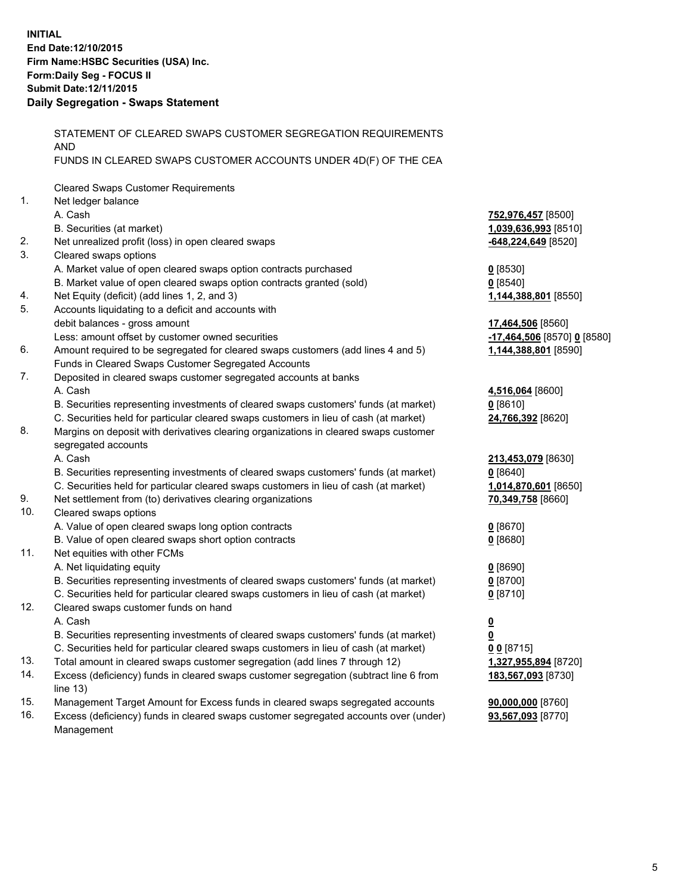**INITIAL**
**End Date:12/10/2015**
**Firm Name:HSBC Securities (USA) Inc.**
**Form:Daily Seg - FOCUS II**
**Submit Date:12/11/2015**
**Daily Segregation - Swaps Statement**

STATEMENT OF CLEARED SWAPS CUSTOMER SEGREGATION REQUIREMENTS AND FUNDS IN CLEARED SWAPS CUSTOMER ACCOUNTS UNDER 4D(F) OF THE CEA

| | | |
|---|---|---|
| | Cleared Swaps Customer Requirements | |
| 1. | Net ledger balance | |
| | A. Cash | **752,976,457** [8500] |
| | B. Securities (at market) | **1,039,636,993** [8510] |
| 2. | Net unrealized profit (loss) in open cleared swaps | **-648,224,649** [8520] |
| 3. | Cleared swaps options | |
| | A. Market value of open cleared swaps option contracts purchased | **0** [8530] |
| | B. Market value of open cleared swaps option contracts granted (sold) | **0** [8540] |
| 4. | Net Equity (deficit) (add lines 1, 2, and 3) | **1,144,388,801** [8550] |
| 5. | Accounts liquidating to a deficit and accounts with debit balances - gross amount | **17,464,506** [8560] |
| | Less: amount offset by customer owned securities | **-17,464,506** [8570] **0** [8580] |
| 6. | Amount required to be segregated for cleared swaps customers (add lines 4 and 5) | **1,144,388,801** [8590] |
| | Funds in Cleared Swaps Customer Segregated Accounts | |
| 7. | Deposited in cleared swaps customer segregated accounts at banks | |
| | A. Cash | **4,516,064** [8600] |
| | B. Securities representing investments of cleared swaps customers' funds (at market) | **0** [8610] |
| | C. Securities held for particular cleared swaps customers in lieu of cash (at market) | **24,766,392** [8620] |
| 8. | Margins on deposit with derivatives clearing organizations in cleared swaps customer segregated accounts | |
| | A. Cash | **213,453,079** [8630] |
| | B. Securities representing investments of cleared swaps customers' funds (at market) | **0** [8640] |
| | C. Securities held for particular cleared swaps customers in lieu of cash (at market) | **1,014,870,601** [8650] |
| 9. | Net settlement from (to) derivatives clearing organizations | **70,349,758** [8660] |
| 10. | Cleared swaps options | |
| | A. Value of open cleared swaps long option contracts | **0** [8670] |
| | B. Value of open cleared swaps short option contracts | **0** [8680] |
| 11. | Net equities with other FCMs | |
| | A. Net liquidating equity | **0** [8690] |
| | B. Securities representing investments of cleared swaps customers' funds (at market) | **0** [8700] |
| | C. Securities held for particular cleared swaps customers in lieu of cash (at market) | **0** [8710] |
| 12. | Cleared swaps customer funds on hand | |
| | A. Cash | **0** |
| | B. Securities representing investments of cleared swaps customers' funds (at market) | **0** |
| | C. Securities held for particular cleared swaps customers in lieu of cash (at market) | **0** **0** [8715] |
| 13. | Total amount in cleared swaps customer segregation (add lines 7 through 12) | **1,327,955,894** [8720] |
| 14. | Excess (deficiency) funds in cleared swaps customer segregation (subtract line 6 from line 13) | **183,567,093** [8730] |
| 15. | Management Target Amount for Excess funds in cleared swaps segregated accounts | **90,000,000** [8760] |
| 16. | Excess (deficiency) funds in cleared swaps customer segregated accounts over (under) Management | **93,567,093** [8770] |